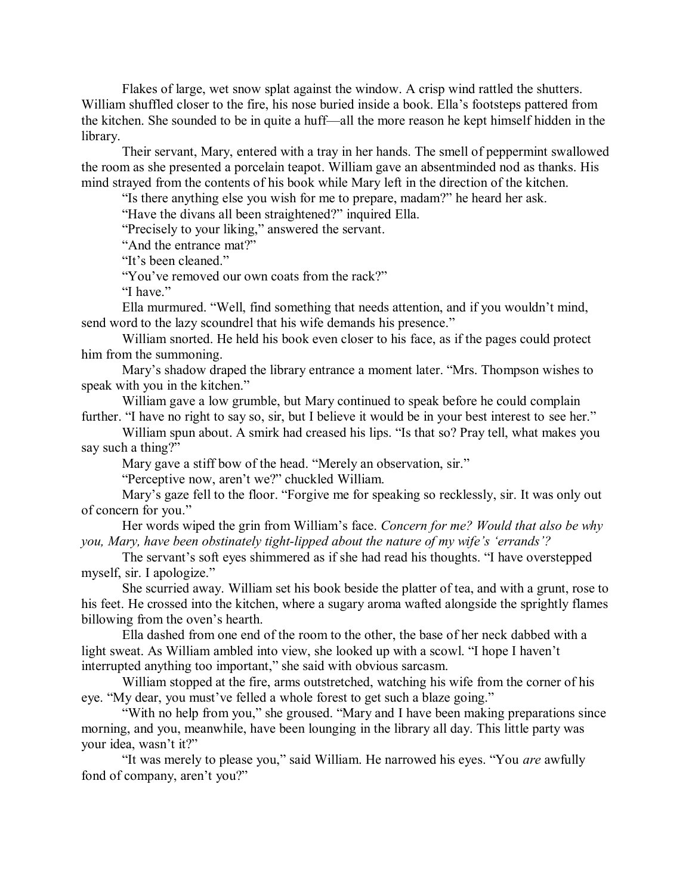Flakes of large, wet snow splat against the window. A crisp wind rattled the shutters. William shuffled closer to the fire, his nose buried inside a book. Ella's footsteps pattered from the kitchen. She sounded to be in quite a huff—all the more reason he kept himself hidden in the library.

Their servant, Mary, entered with a tray in her hands. The smell of peppermint swallowed the room as she presented a porcelain teapot. William gave an absentminded nod as thanks. His mind strayed from the contents of his book while Mary left in the direction of the kitchen.

"Is there anything else you wish for me to prepare, madam?" he heard her ask.

"Have the divans all been straightened?" inquired Ella.

"Precisely to your liking," answered the servant.

"And the entrance mat?"

"It's been cleaned."

"You've removed our own coats from the rack?"

"I have."

Ella murmured. "Well, find something that needs attention, and if you wouldn't mind, send word to the lazy scoundrel that his wife demands his presence."

William snorted. He held his book even closer to his face, as if the pages could protect him from the summoning.

Mary's shadow draped the library entrance a moment later. "Mrs. Thompson wishes to speak with you in the kitchen."

William gave a low grumble, but Mary continued to speak before he could complain further. "I have no right to say so, sir, but I believe it would be in your best interest to see her."

William spun about. A smirk had creased his lips. "Is that so? Pray tell, what makes you say such a thing?"

Mary gave a stiff bow of the head. "Merely an observation, sir."

"Perceptive now, aren't we?" chuckled William.

Mary's gaze fell to the floor. "Forgive me for speaking so recklessly, sir. It was only out of concern for you."

Her words wiped the grin from William's face. *Concern for me? Would that also be why you, Mary, have been obstinately tight-lipped about the nature of my wife's 'errands'?*

The servant's soft eyes shimmered as if she had read his thoughts. "I have overstepped myself, sir. I apologize."

She scurried away. William set his book beside the platter of tea, and with a grunt, rose to his feet. He crossed into the kitchen, where a sugary aroma wafted alongside the sprightly flames billowing from the oven's hearth.

Ella dashed from one end of the room to the other, the base of her neck dabbed with a light sweat. As William ambled into view, she looked up with a scowl. "I hope I haven't interrupted anything too important," she said with obvious sarcasm.

William stopped at the fire, arms outstretched, watching his wife from the corner of his eye. "My dear, you must've felled a whole forest to get such a blaze going."

"With no help from you," she groused. "Mary and I have been making preparations since morning, and you, meanwhile, have been lounging in the library all day. This little party was your idea, wasn't it?"

"It was merely to please you," said William. He narrowed his eyes. "You *are* awfully fond of company, aren't you?"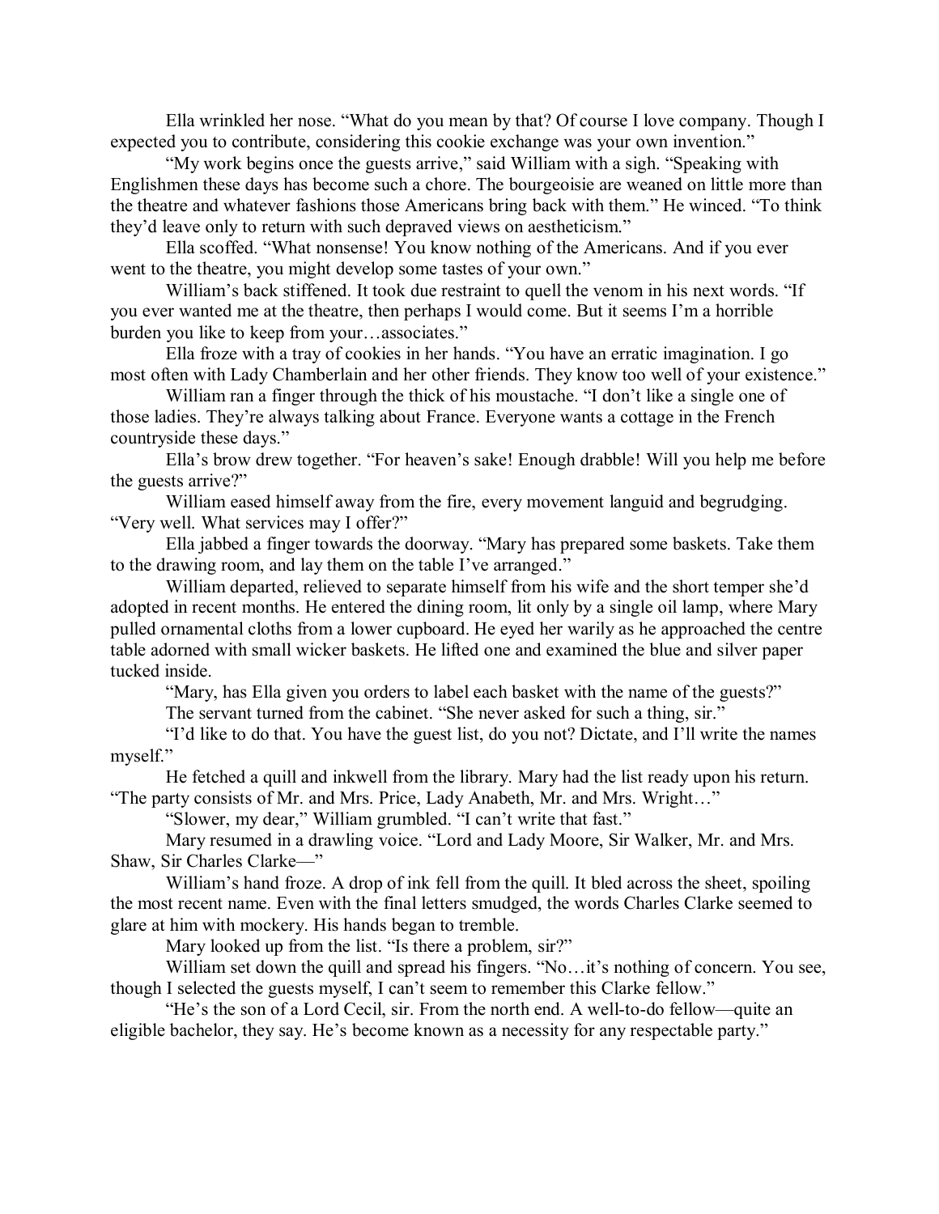Ella wrinkled her nose. "What do you mean by that? Of course I love company. Though I expected you to contribute, considering this cookie exchange was your own invention."

"My work begins once the guests arrive," said William with a sigh. "Speaking with Englishmen these days has become such a chore. The bourgeoisie are weaned on little more than the theatre and whatever fashions those Americans bring back with them." He winced. "To think they'd leave only to return with such depraved views on aestheticism."

Ella scoffed. "What nonsense! You know nothing of the Americans. And if you ever went to the theatre, you might develop some tastes of your own."

William's back stiffened. It took due restraint to quell the venom in his next words. "If you ever wanted me at the theatre, then perhaps I would come. But it seems I'm a horrible burden you like to keep from your…associates."

Ella froze with a tray of cookies in her hands. "You have an erratic imagination. I go most often with Lady Chamberlain and her other friends. They know too well of your existence."

William ran a finger through the thick of his moustache. "I don't like a single one of those ladies. They're always talking about France. Everyone wants a cottage in the French countryside these days."

Ella's brow drew together. "For heaven's sake! Enough drabble! Will you help me before the guests arrive?"

William eased himself away from the fire, every movement languid and begrudging. "Very well. What services may I offer?"

Ella jabbed a finger towards the doorway. "Mary has prepared some baskets. Take them to the drawing room, and lay them on the table I've arranged."

William departed, relieved to separate himself from his wife and the short temper she'd adopted in recent months. He entered the dining room, lit only by a single oil lamp, where Mary pulled ornamental cloths from a lower cupboard. He eyed her warily as he approached the centre table adorned with small wicker baskets. He lifted one and examined the blue and silver paper tucked inside.

"Mary, has Ella given you orders to label each basket with the name of the guests?"

The servant turned from the cabinet. "She never asked for such a thing, sir."

"I'd like to do that. You have the guest list, do you not? Dictate, and I'll write the names myself."

He fetched a quill and inkwell from the library. Mary had the list ready upon his return. "The party consists of Mr. and Mrs. Price, Lady Anabeth, Mr. and Mrs. Wright…"

"Slower, my dear," William grumbled. "I can't write that fast."

Mary resumed in a drawling voice. "Lord and Lady Moore, Sir Walker, Mr. and Mrs. Shaw, Sir Charles Clarke—"

William's hand froze. A drop of ink fell from the quill. It bled across the sheet, spoiling the most recent name. Even with the final letters smudged, the words Charles Clarke seemed to glare at him with mockery. His hands began to tremble.

Mary looked up from the list. "Is there a problem, sir?"

William set down the quill and spread his fingers. "No…it's nothing of concern. You see, though I selected the guests myself, I can't seem to remember this Clarke fellow."

"He's the son of a Lord Cecil, sir. From the north end. A well-to-do fellow—quite an eligible bachelor, they say. He's become known as a necessity for any respectable party."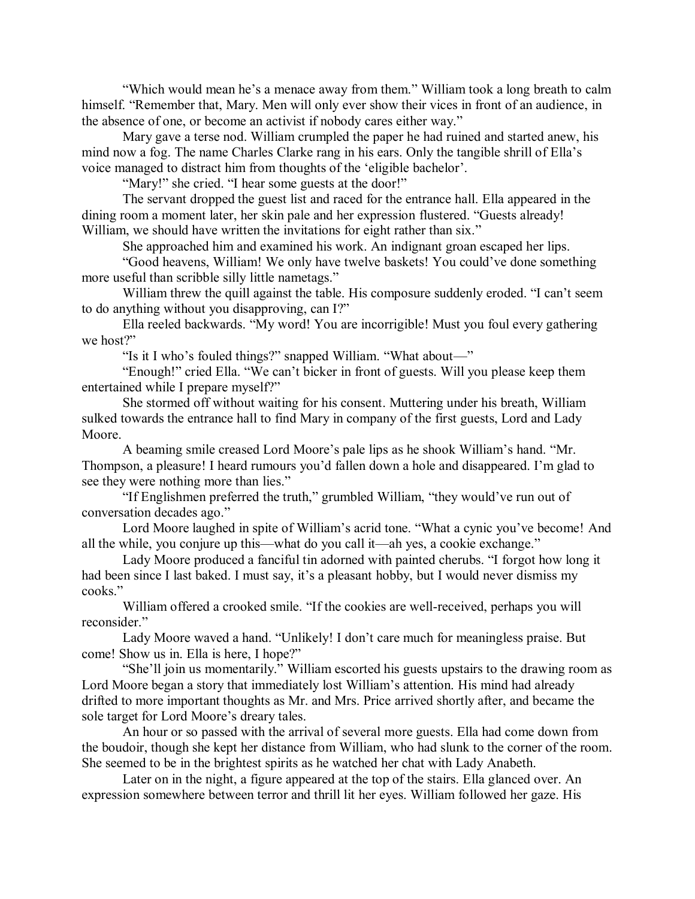"Which would mean he's a menace away from them." William took a long breath to calm himself. "Remember that, Mary. Men will only ever show their vices in front of an audience, in the absence of one, or become an activist if nobody cares either way."

Mary gave a terse nod. William crumpled the paper he had ruined and started anew, his mind now a fog. The name Charles Clarke rang in his ears. Only the tangible shrill of Ella's voice managed to distract him from thoughts of the 'eligible bachelor'.

"Mary!" she cried. "I hear some guests at the door!"

The servant dropped the guest list and raced for the entrance hall. Ella appeared in the dining room a moment later, her skin pale and her expression flustered. "Guests already! William, we should have written the invitations for eight rather than six."

She approached him and examined his work. An indignant groan escaped her lips.

"Good heavens, William! We only have twelve baskets! You could've done something more useful than scribble silly little nametags."

William threw the quill against the table. His composure suddenly eroded. "I can't seem to do anything without you disapproving, can I?"

Ella reeled backwards. "My word! You are incorrigible! Must you foul every gathering we host?"

"Is it I who's fouled things?" snapped William. "What about—"

"Enough!" cried Ella. "We can't bicker in front of guests. Will you please keep them entertained while I prepare myself?"

She stormed off without waiting for his consent. Muttering under his breath, William sulked towards the entrance hall to find Mary in company of the first guests, Lord and Lady Moore.

A beaming smile creased Lord Moore's pale lips as he shook William's hand. "Mr. Thompson, a pleasure! I heard rumours you'd fallen down a hole and disappeared. I'm glad to see they were nothing more than lies."

"If Englishmen preferred the truth," grumbled William, "they would've run out of conversation decades ago."

Lord Moore laughed in spite of William's acrid tone. "What a cynic you've become! And all the while, you conjure up this—what do you call it—ah yes, a cookie exchange."

Lady Moore produced a fanciful tin adorned with painted cherubs. "I forgot how long it had been since I last baked. I must say, it's a pleasant hobby, but I would never dismiss my cooks."

William offered a crooked smile. "If the cookies are well-received, perhaps you will reconsider."

Lady Moore waved a hand. "Unlikely! I don't care much for meaningless praise. But come! Show us in. Ella is here, I hope?"

"She'll join us momentarily." William escorted his guests upstairs to the drawing room as Lord Moore began a story that immediately lost William's attention. His mind had already drifted to more important thoughts as Mr. and Mrs. Price arrived shortly after, and became the sole target for Lord Moore's dreary tales.

An hour or so passed with the arrival of several more guests. Ella had come down from the boudoir, though she kept her distance from William, who had slunk to the corner of the room. She seemed to be in the brightest spirits as he watched her chat with Lady Anabeth.

Later on in the night, a figure appeared at the top of the stairs. Ella glanced over. An expression somewhere between terror and thrill lit her eyes. William followed her gaze. His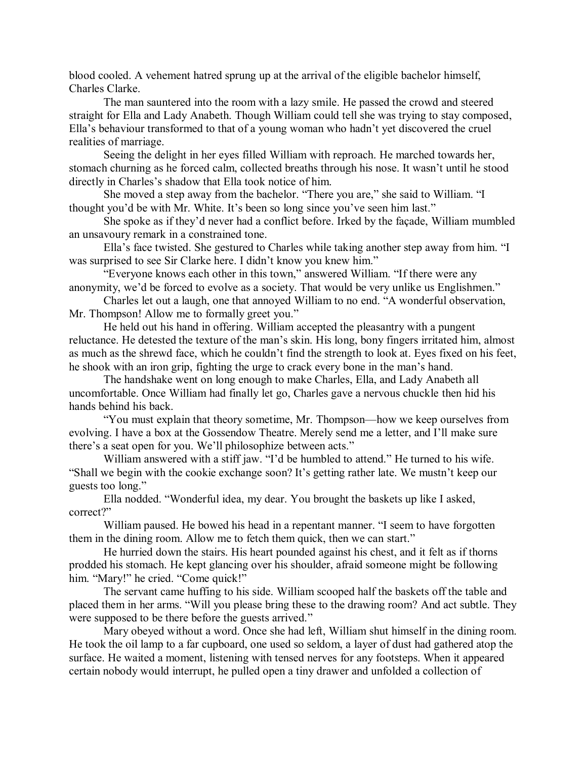blood cooled. A vehement hatred sprung up at the arrival of the eligible bachelor himself, Charles Clarke.

The man sauntered into the room with a lazy smile. He passed the crowd and steered straight for Ella and Lady Anabeth. Though William could tell she was trying to stay composed, Ella's behaviour transformed to that of a young woman who hadn't yet discovered the cruel realities of marriage.

Seeing the delight in her eyes filled William with reproach. He marched towards her, stomach churning as he forced calm, collected breaths through his nose. It wasn't until he stood directly in Charles's shadow that Ella took notice of him.

She moved a step away from the bachelor. "There you are," she said to William. "I thought you'd be with Mr. White. It's been so long since you've seen him last."

She spoke as if they'd never had a conflict before. Irked by the façade, William mumbled an unsavoury remark in a constrained tone.

Ella's face twisted. She gestured to Charles while taking another step away from him. "I was surprised to see Sir Clarke here. I didn't know you knew him."

"Everyone knows each other in this town," answered William. "If there were any anonymity, we'd be forced to evolve as a society. That would be very unlike us Englishmen."

Charles let out a laugh, one that annoyed William to no end. "A wonderful observation, Mr. Thompson! Allow me to formally greet you."

He held out his hand in offering. William accepted the pleasantry with a pungent reluctance. He detested the texture of the man's skin. His long, bony fingers irritated him, almost as much as the shrewd face, which he couldn't find the strength to look at. Eyes fixed on his feet, he shook with an iron grip, fighting the urge to crack every bone in the man's hand.

The handshake went on long enough to make Charles, Ella, and Lady Anabeth all uncomfortable. Once William had finally let go, Charles gave a nervous chuckle then hid his hands behind his back.

"You must explain that theory sometime, Mr. Thompson—how we keep ourselves from evolving. I have a box at the Gossendow Theatre. Merely send me a letter, and I'll make sure there's a seat open for you. We'll philosophize between acts."

William answered with a stiff jaw. "I'd be humbled to attend." He turned to his wife. "Shall we begin with the cookie exchange soon? It's getting rather late. We mustn't keep our guests too long."

Ella nodded. "Wonderful idea, my dear. You brought the baskets up like I asked, correct?"

William paused. He bowed his head in a repentant manner. "I seem to have forgotten them in the dining room. Allow me to fetch them quick, then we can start."

He hurried down the stairs. His heart pounded against his chest, and it felt as if thorns prodded his stomach. He kept glancing over his shoulder, afraid someone might be following him. "Mary!" he cried. "Come quick!"

The servant came huffing to his side. William scooped half the baskets off the table and placed them in her arms. "Will you please bring these to the drawing room? And act subtle. They were supposed to be there before the guests arrived."

Mary obeyed without a word. Once she had left, William shut himself in the dining room. He took the oil lamp to a far cupboard, one used so seldom, a layer of dust had gathered atop the surface. He waited a moment, listening with tensed nerves for any footsteps. When it appeared certain nobody would interrupt, he pulled open a tiny drawer and unfolded a collection of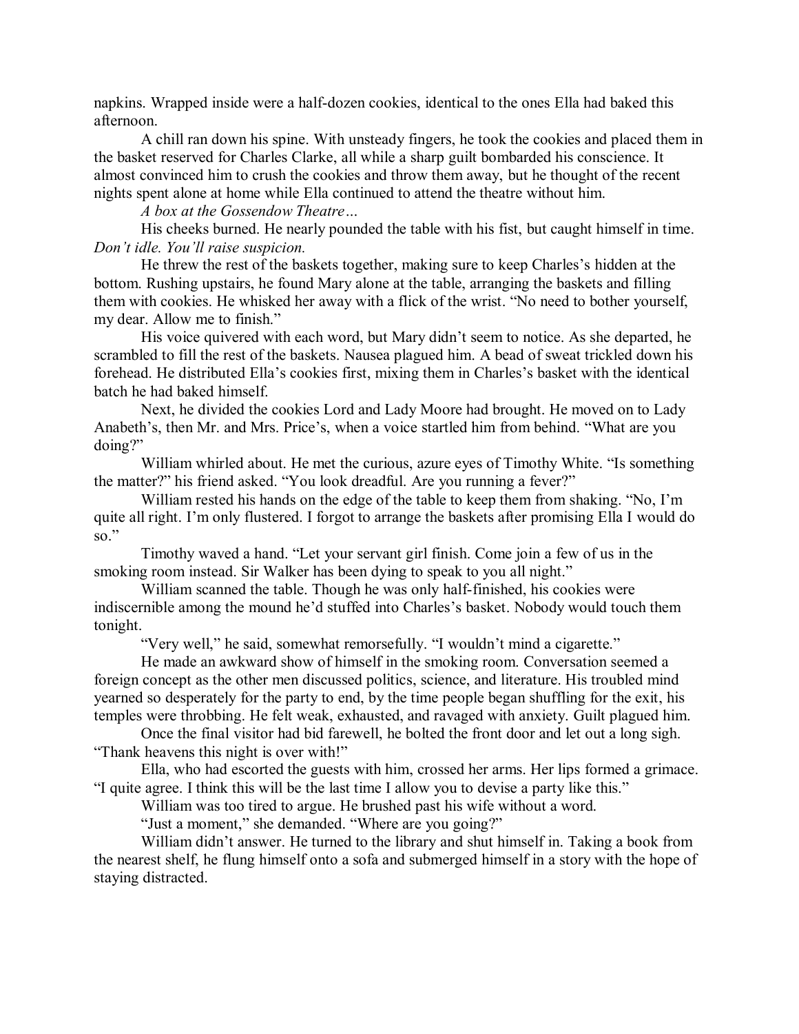napkins. Wrapped inside were a half-dozen cookies, identical to the ones Ella had baked this afternoon.

A chill ran down his spine. With unsteady fingers, he took the cookies and placed them in the basket reserved for Charles Clarke, all while a sharp guilt bombarded his conscience. It almost convinced him to crush the cookies and throw them away, but he thought of the recent nights spent alone at home while Ella continued to attend the theatre without him.

*A box at the Gossendow Theatre…*

His cheeks burned. He nearly pounded the table with his fist, but caught himself in time. *Don't idle. You'll raise suspicion.*

He threw the rest of the baskets together, making sure to keep Charles's hidden at the bottom. Rushing upstairs, he found Mary alone at the table, arranging the baskets and filling them with cookies. He whisked her away with a flick of the wrist. "No need to bother yourself, my dear. Allow me to finish."

His voice quivered with each word, but Mary didn't seem to notice. As she departed, he scrambled to fill the rest of the baskets. Nausea plagued him. A bead of sweat trickled down his forehead. He distributed Ella's cookies first, mixing them in Charles's basket with the identical batch he had baked himself.

Next, he divided the cookies Lord and Lady Moore had brought. He moved on to Lady Anabeth's, then Mr. and Mrs. Price's, when a voice startled him from behind. "What are you doing?"

William whirled about. He met the curious, azure eyes of Timothy White. "Is something the matter?" his friend asked. "You look dreadful. Are you running a fever?"

William rested his hands on the edge of the table to keep them from shaking. "No, I'm quite all right. I'm only flustered. I forgot to arrange the baskets after promising Ella I would do so."

Timothy waved a hand. "Let your servant girl finish. Come join a few of us in the smoking room instead. Sir Walker has been dying to speak to you all night."

William scanned the table. Though he was only half-finished, his cookies were indiscernible among the mound he'd stuffed into Charles's basket. Nobody would touch them tonight.

"Very well," he said, somewhat remorsefully. "I wouldn't mind a cigarette."

He made an awkward show of himself in the smoking room. Conversation seemed a foreign concept as the other men discussed politics, science, and literature. His troubled mind yearned so desperately for the party to end, by the time people began shuffling for the exit, his temples were throbbing. He felt weak, exhausted, and ravaged with anxiety. Guilt plagued him.

Once the final visitor had bid farewell, he bolted the front door and let out a long sigh. "Thank heavens this night is over with!"

Ella, who had escorted the guests with him, crossed her arms. Her lips formed a grimace. "I quite agree. I think this will be the last time I allow you to devise a party like this."

William was too tired to argue. He brushed past his wife without a word.

"Just a moment," she demanded. "Where are you going?"

William didn't answer. He turned to the library and shut himself in. Taking a book from the nearest shelf, he flung himself onto a sofa and submerged himself in a story with the hope of staying distracted.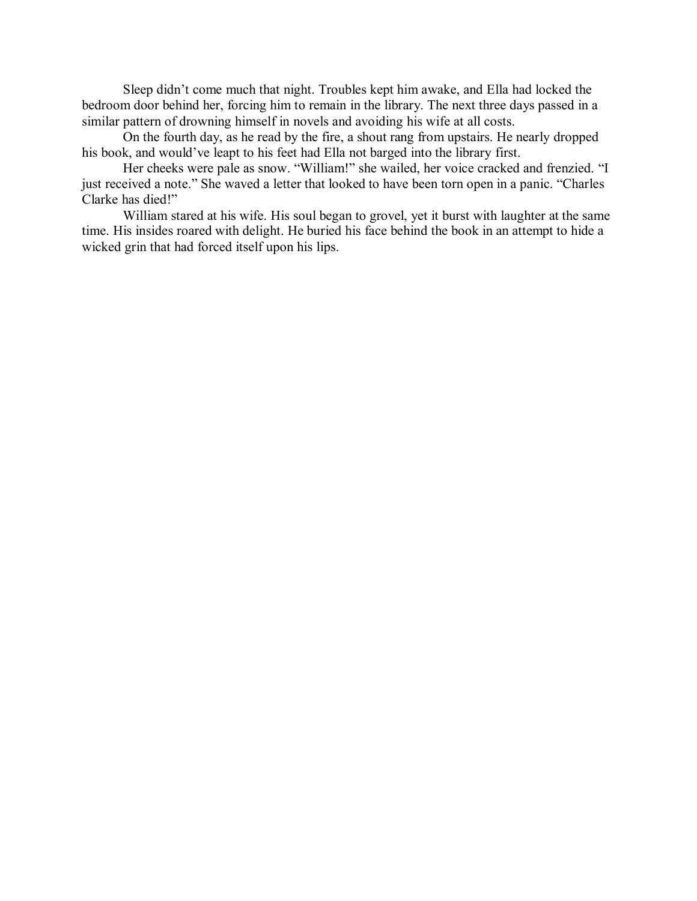Sleep didn't come much that night. Troubles kept him awake, and Ella had locked the bedroom door behind her, forcing him to remain in the library. The next three days passed in a similar pattern of drowning himself in novels and avoiding his wife at all costs.

On the fourth day, as he read by the fire, a shout rang from upstairs. He nearly dropped his book, and would've leapt to his feet had Ella not barged into the library first.

Her cheeks were pale as snow. "William!" she wailed, her voice cracked and frenzied. "I just received a note." She waved a letter that looked to have been torn open in a panic. "Charles Clarke has died!"

William stared at his wife. His soul began to grovel, yet it burst with laughter at the same time. His insides roared with delight. He buried his face behind the book in an attempt to hide a wicked grin that had forced itself upon his lips.